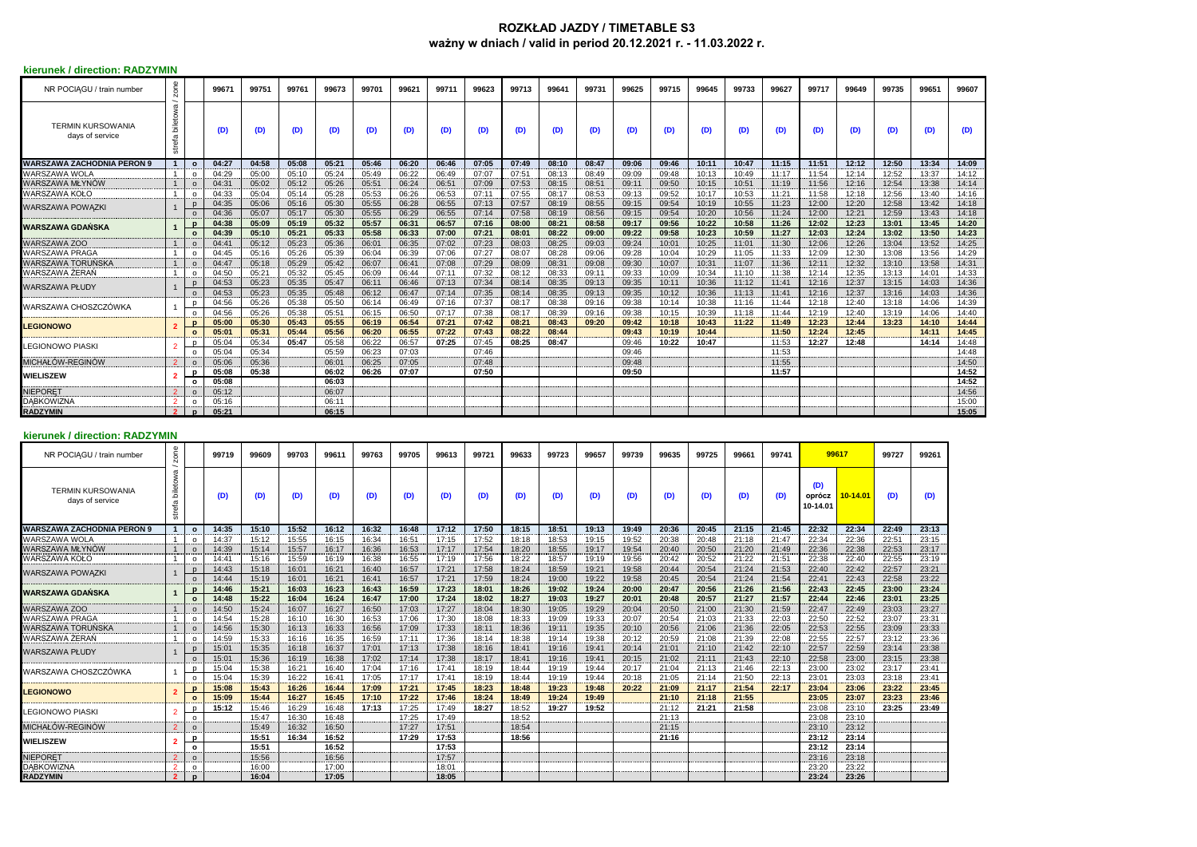# ROZKŁAD JAZDY / TIMETABLE S3
## ważny w dniach / valid in period 20.12.2021 r. - 11.03.2022 r.

### kierunek / direction: RADZYMIN

| NR POCIĄGU / train number | strefa biletowa / zone | | 99671 | 99751 | 99761 | 99673 | 99701 | 99621 | 99711 | 99623 | 99713 | 99641 | 99731 | 99625 | 99715 | 99645 | 99733 | 99627 | 99717 | 99649 | 99735 | 99651 | 99607 |
|---|---|---|---|---|---|---|---|---|---|---|---|---|---|---|---|---|---|---|---|---|---|---|---|
| TERMIN KURSOWANIA days of service | | | (D) | (D) | (D) | (D) | (D) | (D) | (D) | (D) | (D) | (D) | (D) | (D) | (D) | (D) | (D) | (D) | (D) | (D) | (D) | (D) | (D) |
| WARSZAWA ZACHODNIA PERON 9 | 1 | o | 04:27 | 04:58 | 05:08 | 05:21 | 05:46 | 06:20 | 06:46 | 07:05 | 07:49 | 08:10 | 08:47 | 09:06 | 09:46 | 10:11 | 10:47 | 11:15 | 11:51 | 12:12 | 12:50 | 13:34 | 14:09 |
| WARSZAWA WOLA | 1 | o | 04:29 | 05:00 | 05:10 | 05:24 | 05:49 | 06:22 | 06:49 | 07:07 | 07:51 | 08:13 | 08:49 | 09:09 | 09:48 | 10:13 | 10:49 | 11:17 | 11:54 | 12:14 | 12:52 | 13:37 | 14:12 |
| WARSZAWA MŁYNÓW | 1 | o | 04:31 | 05:02 | 05:12 | 05:26 | 05:51 | 06:24 | 06:51 | 07:09 | 07:53 | 08:15 | 08:51 | 09:11 | 09:50 | 10:15 | 10:51 | 11:19 | 11:56 | 12:16 | 12:54 | 13:38 | 14:14 |
| WARSZAWA KOŁO | 1 | o | 04:33 | 05:04 | 05:14 | 05:28 | 05:53 | 06:26 | 06:53 | 07:11 | 07:55 | 08:17 | 08:53 | 09:13 | 09:52 | 10:17 | 10:53 | 11:21 | 11:58 | 12:18 | 12:56 | 13:40 | 14:16 |
| WARSZAWA POWĄZKI | 1 | p | 04:35 | 05:06 | 05:16 | 05:30 | 05:55 | 06:28 | 06:55 | 07:13 | 07:57 | 08:19 | 08:55 | 09:15 | 09:54 | 10:19 | 10:55 | 11:23 | 12:00 | 12:20 | 12:58 | 13:42 | 14:18 |
| | | o | 04:36 | 05:07 | 05:17 | 05:30 | 05:55 | 06:29 | 06:55 | 07:14 | 07:58 | 08:19 | 08:56 | 09:15 | 09:54 | 10:20 | 10:56 | 11:24 | 12:00 | 12:21 | 12:59 | 13:43 | 14:18 |
| WARSZAWA GDAŃSKA | 1 | p | 04:38 | 05:09 | 05:19 | 05:32 | 05:57 | 06:31 | 06:57 | 07:16 | 08:00 | 08:21 | 08:58 | 09:17 | 09:56 | 10:22 | 10:58 | 11:26 | 12:02 | 12:23 | 13:01 | 13:45 | 14:20 |
| | | o | 04:39 | 05:10 | 05:21 | 05:33 | 05:58 | 06:33 | 07:00 | 07:21 | 08:01 | 08:22 | 09:00 | 09:22 | 09:58 | 10:23 | 10:59 | 11:27 | 12:03 | 12:24 | 13:02 | 13:50 | 14:23 |
| WARSZAWA ZOO | 1 | o | 04:41 | 05:12 | 05:23 | 05:36 | 06:01 | 06:35 | 07:02 | 07:23 | 08:03 | 08:25 | 09:03 | 09:24 | 10:01 | 10:25 | 11:01 | 11:30 | 12:06 | 12:26 | 13:04 | 13:52 | 14:25 |
| WARSZAWA PRAGA | 1 | o | 04:45 | 05:16 | 05:26 | 05:39 | 06:04 | 06:39 | 07:06 | 07:27 | 08:07 | 08:28 | 09:06 | 09:28 | 10:04 | 10:29 | 11:05 | 11:33 | 12:09 | 12:30 | 13:08 | 13:56 | 14:29 |
| WARSZAWA TORUŃSKA | 1 | o | 04:47 | 05:18 | 05:29 | 05:42 | 06:07 | 06:41 | 07:08 | 07:29 | 08:09 | 08:31 | 09:08 | 09:30 | 10:07 | 10:31 | 11:07 | 11:36 | 12:11 | 12:32 | 13:10 | 13:58 | 14:31 |
| WARSZAWA ŻERAŃ | 1 | o | 04:50 | 05:21 | 05:32 | 05:45 | 06:09 | 06:44 | 07:11 | 07:32 | 08:12 | 08:33 | 09:11 | 09:33 | 10:09 | 10:34 | 11:10 | 11:38 | 12:14 | 12:35 | 13:13 | 14:01 | 14:33 |
| WARSZAWA PŁUDY | 1 | p | 04:53 | 05:23 | 05:35 | 05:47 | 06:11 | 06:46 | 07:13 | 07:34 | 08:14 | 08:35 | 09:13 | 09:35 | 10:11 | 10:36 | 11:12 | 11:41 | 12:16 | 12:37 | 13:15 | 14:03 | 14:36 |
| | | o | 04:53 | 05:23 | 05:35 | 05:48 | 06:12 | 06:47 | 07:14 | 07:35 | 08:14 | 08:35 | 09:13 | 09:35 | 10:12 | 10:36 | 11:13 | 11:41 | 12:16 | 12:37 | 13:16 | 14:03 | 14:36 |
| WARSZAWA CHOSZCZÓWKA | 1 | p | 04:56 | 05:26 | 05:38 | 05:50 | 06:14 | 06:49 | 07:16 | 07:37 | 08:17 | 08:38 | 09:16 | 09:38 | 10:14 | 10:38 | 11:16 | 11:44 | 12:18 | 12:40 | 13:18 | 14:06 | 14:39 |
| | | o | 04:56 | 05:26 | 05:38 | 05:51 | 06:15 | 06:50 | 07:17 | 07:38 | 08:17 | 08:39 | 09:16 | 09:38 | 10:15 | 10:39 | 11:18 | 11:44 | 12:19 | 12:40 | 13:19 | 14:06 | 14:40 |
| LEGIONOWO | 2 | p | 05:00 | 05:30 | 05:43 | 05:55 | 06:19 | 06:54 | 07:21 | 07:42 | 08:21 | 08:43 | 09:20 | 09:42 | 10:18 | 10:43 | 11:22 | 11:49 | 12:23 | 12:44 | 13:23 | 14:10 | 14:44 |
| | | o | 05:01 | 05:31 | 05:44 | 05:56 | 06:20 | 06:55 | 07:22 | 07:43 | 08:22 | 08:44 | | 09:43 | 10:19 | 10:44 | | 11:50 | 12:24 | 12:45 | | 14:11 | 14:45 |
| LEGIONOWO PIASKI | 2 | p | 05:04 | 05:34 | 05:47 | 05:58 | 06:22 | 06:57 | 07:25 | 07:45 | 08:25 | 08:47 | | 09:46 | 10:22 | 10:47 | | 11:53 | 12:27 | 12:48 | | 14:14 | 14:48 |
| | | o | 05:04 | 05:34 | | 05:59 | 06:23 | 07:03 | | 07:46 | | | | 09:46 | | | | 11:53 | | | | | 14:48 |
| MICHAŁÓW-REGINÓW | 2 | o | 05:06 | 05:36 | | 06:01 | 06:25 | 07:05 | | 07:48 | | | | 09:48 | | | | 11:55 | | | | | 14:50 |
| WIELISZEW | 2 | p | 05:08 | 05:38 | | 06:02 | 06:26 | 07:07 | | 07:50 | | | | 09:50 | | | | 11:57 | | | | | 14:52 |
| | | o | 05:08 | | | 06:03 | | | | | | | | | | | | | | | | | 14:52 |
| NIEPORĘT | 2 | o | 05:12 | | | 06:07 | | | | | | | | | | | | | | | | | 14:56 |
| DĄBKOWIZNA | 2 | o | 05:16 | | | 06:11 | | | | | | | | | | | | | | | | | 15:00 |
| RADZYMIN | 2 | p | 05:21 | | | 06:15 | | | | | | | | | | | | | | | | | 15:05 |

### kierunek / direction: RADZYMIN

| NR POCIĄGU / train number | strefa biletowa / zone | | 99719 | 99609 | 99703 | 99611 | 99763 | 99705 | 99613 | 99721 | 99633 | 99723 | 99657 | 99739 | 99635 | 99725 | 99661 | 99741 | 99617 | | 99727 | 99261 |
|---|---|---|---|---|---|---|---|---|---|---|---|---|---|---|---|---|---|---|---|---|
| TERMIN KURSOWANIA days of service | | | (D) | (D) | (D) | (D) | (D) | (D) | (D) | (D) | (D) | (D) | (D) | (D) | (D) | (D) | (D) | (D) | (D) oprócz 10-14.01 | 10-14.01 | (D) | (D) |
| WARSZAWA ZACHODNIA PERON 9 | 1 | o | 14:35 | 15:10 | 15:52 | 16:12 | 16:32 | 16:48 | 17:12 | 17:50 | 18:15 | 18:51 | 19:13 | 19:49 | 20:36 | 20:45 | 21:15 | 21:45 | 22:32 | 22:34 | 22:49 | 23:13 |
| WARSZAWA WOLA | 1 | o | 14:37 | 15:12 | 15:55 | 16:15 | 16:34 | 16:51 | 17:15 | 17:52 | 18:18 | 18:53 | 19:15 | 19:52 | 20:38 | 20:48 | 21:18 | 21:47 | 22:34 | 22:36 | 22:51 | 23:15 |
| WARSZAWA MŁYNÓW | 1 | o | 14:39 | 15:14 | 15:57 | 16:17 | 16:36 | 16:53 | 17:17 | 17:54 | 18:20 | 18:55 | 19:17 | 19:54 | 20:40 | 20:50 | 21:20 | 21:49 | 22:36 | 22:38 | 22:53 | 23:17 |
| WARSZAWA KOŁO | 1 | o | 14:41 | 15:16 | 15:59 | 16:19 | 16:38 | 16:55 | 17:19 | 17:56 | 18:22 | 18:57 | 19:19 | 19:56 | 20:42 | 20:52 | 21:22 | 21:51 | 22:38 | 22:40 | 22:55 | 23:19 |
| WARSZAWA POWĄZKI | 1 | p | 14:43 | 15:18 | 16:01 | 16:21 | 16:40 | 16:57 | 17:21 | 17:58 | 18:24 | 18:59 | 19:21 | 19:58 | 20:44 | 20:54 | 21:24 | 21:53 | 22:40 | 22:42 | 22:57 | 23:21 |
| | | o | 14:44 | 15:19 | 16:01 | 16:21 | 16:41 | 16:57 | 17:21 | 17:59 | 18:24 | 19:00 | 19:22 | 19:58 | 20:45 | 20:54 | 21:24 | 21:54 | 22:41 | 22:43 | 22:58 | 23:22 |
| WARSZAWA GDAŃSKA | 1 | p | 14:46 | 15:21 | 16:03 | 16:23 | 16:43 | 16:59 | 17:23 | 18:01 | 18:26 | 19:02 | 19:24 | 20:00 | 20:47 | 20:56 | 21:26 | 21:56 | 22:43 | 22:45 | 23:00 | 23:24 |
| | | o | 14:48 | 15:22 | 16:04 | 16:24 | 16:47 | 17:00 | 17:24 | 18:02 | 18:27 | 19:03 | 19:27 | 20:01 | 20:48 | 20:57 | 21:27 | 21:57 | 22:44 | 22:46 | 23:01 | 23:25 |
| WARSZAWA ZOO | 1 | o | 14:50 | 15:24 | 16:07 | 16:27 | 16:50 | 17:03 | 17:27 | 18:04 | 18:30 | 19:05 | 19:29 | 20:04 | 20:50 | 21:00 | 21:30 | 21:59 | 22:47 | 22:49 | 23:03 | 23:27 |
| WARSZAWA PRAGA | 1 | o | 14:54 | 15:28 | 16:10 | 16:30 | 16:53 | 17:06 | 17:30 | 18:08 | 18:33 | 19:09 | 19:33 | 20:07 | 20:54 | 21:03 | 21:33 | 22:03 | 22:50 | 22:52 | 23:07 | 23:31 |
| WARSZAWA TORUŃSKA | 1 | o | 14:56 | 15:30 | 16:13 | 16:33 | 16:56 | 17:09 | 17:33 | 18:11 | 18:36 | 19:11 | 19:35 | 20:10 | 20:56 | 21:06 | 21:36 | 22:05 | 22:53 | 22:55 | 23:09 | 23:33 |
| WARSZAWA ŻERAŃ | 1 | o | 14:59 | 15:33 | 16:16 | 16:35 | 16:59 | 17:11 | 17:36 | 18:14 | 18:38 | 19:14 | 19:38 | 20:12 | 20:59 | 21:08 | 21:39 | 22:08 | 22:55 | 22:57 | 23:12 | 23:36 |
| WARSZAWA PŁUDY | 1 | p | 15:01 | 15:35 | 16:18 | 16:37 | 17:01 | 17:13 | 17:38 | 18:16 | 18:41 | 19:16 | 19:41 | 20:14 | 21:01 | 21:10 | 21:42 | 22:10 | 22:57 | 22:59 | 23:14 | 23:38 |
| | | o | 15:01 | 15:36 | 16:19 | 16:38 | 17:02 | 17:14 | 17:38 | 18:17 | 18:41 | 19:16 | 19:41 | 20:15 | 21:02 | 21:11 | 21:43 | 22:10 | 22:58 | 23:00 | 23:15 | 23:38 |
| WARSZAWA CHOSZCZÓWKA | 1 | p | 15:04 | 15:38 | 16:21 | 16:40 | 17:04 | 17:16 | 17:41 | 18:19 | 18:44 | 19:19 | 19:44 | 20:17 | 21:04 | 21:13 | 21:46 | 22:13 | 23:00 | 23:02 | 23:17 | 23:41 |
| | | o | 15:04 | 15:39 | 16:22 | 16:41 | 17:05 | 17:17 | 17:41 | 18:19 | 18:44 | 19:19 | 19:44 | 20:18 | 21:05 | 21:14 | 21:50 | 22:13 | 23:01 | 23:03 | 23:18 | 23:41 |
| LEGIONOWO | 2 | p | 15:08 | 15:43 | 16:26 | 16:44 | 17:09 | 17:21 | 17:45 | 18:23 | 18:48 | 19:23 | 19:48 | 20:22 | 21:09 | 21:17 | 21:54 | 22:17 | 23:04 | 23:06 | 23:22 | 23:45 |
| | | o | 15:09 | 15:44 | 16:27 | 16:45 | 17:10 | 17:22 | 17:46 | 18:24 | 18:49 | 19:24 | 19:49 | | 21:10 | 21:18 | 21:55 | | 23:05 | 23:07 | 23:23 | 23:46 |
| LEGIONOWO PIASKI | 2 | p | 15:12 | 15:46 | 16:29 | 16:48 | 17:13 | 17:25 | 17:49 | 18:27 | 18:52 | 19:27 | 19:52 | | 21:12 | 21:21 | 21:58 | | 23:08 | 23:10 | 23:25 | 23:49 |
| | | o | | 15:47 | 16:30 | 16:48 | | 17:25 | 17:49 | | 18:52 | | | | 21:13 | | | | 23:08 | 23:10 | | |
| MICHAŁÓW-REGINÓW | 2 | o | | 15:49 | 16:32 | 16:50 | | 17:27 | 17:51 | | 18:54 | | | | 21:15 | | | | 23:10 | 23:12 | | |
| WIELISZEW | 2 | p | | 15:51 | 16:34 | 16:52 | | 17:29 | 17:53 | | 18:56 | | | | 21:16 | | | | 23:12 | 23:14 | | |
| | | o | | 15:51 | | 16:52 | | | 17:53 | | | | | | | | | | 23:12 | 23:14 | | |
| NIEPORĘT | 2 | o | | 15:56 | | 16:56 | | | 17:57 | | | | | | | | | | 23:16 | 23:18 | | |
| DĄBKOWIZNA | 2 | o | | 16:00 | | 17:00 | | | 18:01 | | | | | | | | | | 23:20 | 23:22 | | |
| RADZYMIN | 2 | p | | 16:04 | | 17:05 | | | 18:05 | | | | | | | | | | 23:24 | 23:26 | | |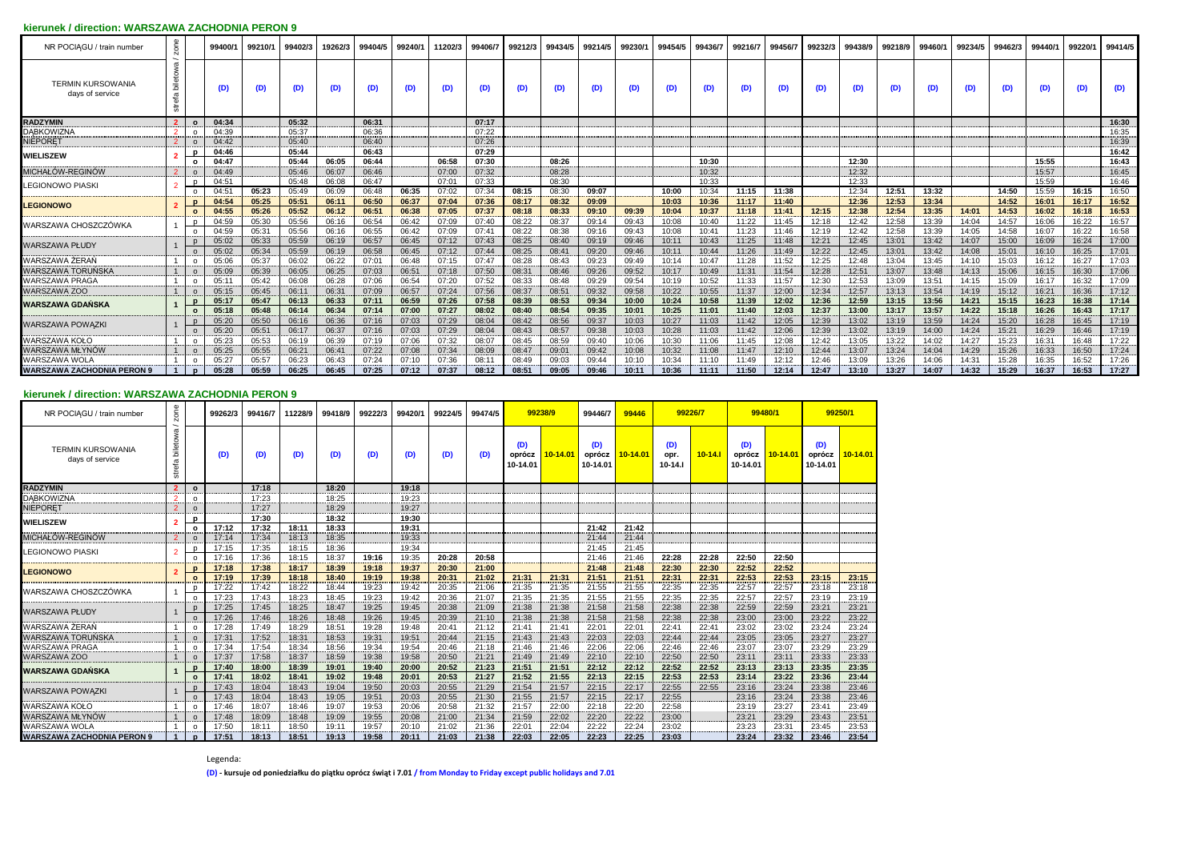**kierunek / direction: WARSZAWA ZACHODNIA PERON 9**

| NR POCIĄGU / train number | strefa biletowa / zone | | 99400/1 | 99210/1 | 99402/3 | 19262/3 | 99404/5 | 99240/1 | 11202/3 | 99406/7 | 99212/3 | 99434/5 | 99214/5 | 99230/1 | 99454/5 | 99436/7 | 99216/7 | 99456/7 | 99232/3 | 99438/9 | 99218/9 | 99460/1 | 99234/5 | 99462/3 | 99440/1 | 99220/1 | 99414/5 |
|---|---|---|---|---|---|---|---|---|---|---|---|---|---|---|---|---|---|---|---|---|---|---|---|---|---|---|---|
| TERMIN KURSOWANIA days of service | | | (D) | (D) | (D) | (D) | (D) | (D) | (D) | (D) | (D) | (D) | (D) | (D) | (D) | (D) | (D) | (D) | (D) | (D) | (D) | (D) | (D) | (D) | (D) | (D) | (D) |
| **RADZYMIN** | 2 | o | 04:34 | | 05:32 | | 06:31 | | | 07:17 | | | | | | | | | | | | | | | | | 16:30 |
| DĄBKOWIZNA | 2 | o | 04:39 | | 05:37 | | 06:36 | | | 07:22 | | | | | | | | | | | | | | | | | 16:35 |
| NIEPORĘT | 2 | o | 04:42 | | 05:40 | | 06:40 | | | 07:26 | | | | | | | | | | | | | | | | | 16:39 |
| WIELISZEW | 2 | p | 04:46 | | 05:44 | | 06:43 | | | 07:29 | | | | | | | | | | | | | | | | | 16:42 |
| | | o | 04:47 | | 05:44 | 06:05 | 06:44 | | 06:58 | 07:30 | | 08:26 | | | | 10:30 | | | | 12:30 | | | | | 15:55 | | 16:43 |
| MICHAŁÓW-REGINÓW | 2 | o | 04:49 | | 05:46 | 06:07 | 06:46 | | 07:00 | 07:32 | | 08:28 | | | | 10:32 | | | | 12:32 | | | | | 15:57 | | 16:45 |
| LEGIONOWO PIASKI | 2 | p | 04:51 | | 05:48 | 06:08 | 06:47 | | 07:01 | 07:33 | | 08:30 | | | | 10:33 | | | | 12:33 | | | | | 15:59 | | 16:46 |
| | | o | 04:51 | 05:23 | 05:49 | 06:09 | 06:48 | 06:35 | 07:02 | 07:34 | 08:15 | 08:30 | 09:07 | | 10:00 | 10:34 | 11:15 | 11:38 | | 12:34 | 12:51 | 13:32 | | 14:50 | 15:59 | 16:15 | 16:50 |
| **LEGIONOWO** | 2 | p | 04:54 | 05:25 | 05:51 | 06:11 | 06:50 | 06:37 | 07:04 | 07:36 | 08:17 | 08:32 | 09:09 | | 10:03 | 10:36 | 11:17 | 11:40 | | 12:36 | 12:53 | 13:34 | | 14:52 | 16:01 | 16:17 | 16:52 |
| | | o | 04:55 | 05:26 | 05:52 | 06:12 | 06:51 | 06:38 | 07:05 | 07:37 | 08:18 | 08:33 | 09:10 | 09:39 | 10:04 | 10:37 | 11:18 | 11:41 | 12:15 | 12:38 | 12:54 | 13:35 | 14:01 | 14:53 | 16:02 | 16:18 | 16:53 |
| WARSZAWA CHOSZCZÓWKA | 1 | p | 04:59 | 05:30 | 05:56 | 06:16 | 06:54 | 06:42 | 07:09 | 07:40 | 08:22 | 08:37 | 09:14 | 09:43 | 10:08 | 10:40 | 11:22 | 11:45 | 12:18 | 12:42 | 12:58 | 13:39 | 14:04 | 14:57 | 16:06 | 16:22 | 16:57 |
| | | o | 04:59 | 05:31 | 05:56 | 06:16 | 06:55 | 06:42 | 07:09 | 07:41 | 08:22 | 08:38 | 09:16 | 09:43 | 10:08 | 10:41 | 11:23 | 11:46 | 12:19 | 12:42 | 12:58 | 13:39 | 14:05 | 14:58 | 16:07 | 16:22 | 16:58 |
| WARSZAWA PŁUDY | 1 | p | 05:02 | 05:33 | 05:59 | 06:19 | 06:57 | 06:45 | 07:12 | 07:43 | 08:25 | 08:40 | 09:19 | 09:46 | 10:11 | 10:43 | 11:25 | 11:48 | 12:21 | 12:45 | 13:01 | 13:42 | 14:07 | 15:00 | 16:09 | 16:24 | 17:00 |
| | | o | 05:02 | 05:34 | 05:59 | 06:19 | 06:58 | 06:45 | 07:12 | 07:44 | 08:25 | 08:41 | 09:20 | 09:46 | 10:11 | 10:44 | 11:26 | 11:49 | 12:22 | 12:45 | 13:01 | 13:42 | 14:08 | 15:01 | 16:10 | 16:25 | 17:01 |
| WARSZAWA ŻERAŃ | 1 | o | 05:06 | 05:37 | 06:02 | 06:22 | 07:01 | 06:48 | 07:15 | 07:47 | 08:28 | 08:43 | 09:23 | 09:49 | 10:14 | 10:47 | 11:28 | 11:52 | 12:25 | 12:48 | 13:04 | 13:45 | 14:10 | 15:03 | 16:12 | 16:27 | 17:03 |
| WARSZAWA TORUŃSKA | 1 | o | 05:09 | 05:39 | 06:05 | 06:25 | 07:03 | 06:51 | 07:18 | 07:50 | 08:31 | 08:46 | 09:26 | 09:52 | 10:17 | 10:49 | 11:31 | 11:54 | 12:28 | 12:51 | 13:07 | 13:48 | 14:13 | 15:06 | 16:15 | 16:30 | 17:06 |
| WARSZAWA PRAGA | 1 | o | 05:11 | 05:42 | 06:08 | 06:28 | 07:06 | 06:54 | 07:20 | 07:52 | 08:33 | 08:48 | 09:29 | 09:54 | 10:19 | 10:52 | 11:33 | 11:57 | 12:30 | 12:53 | 13:09 | 13:51 | 14:15 | 15:09 | 16:17 | 16:32 | 17:09 |
| WARSZAWA ZOO | 1 | o | 05:15 | 05:45 | 06:11 | 06:31 | 07:09 | 06:57 | 07:24 | 07:56 | 08:37 | 08:51 | 09:32 | 09:58 | 10:22 | 10:55 | 11:37 | 12:00 | 12:34 | 12:57 | 13:13 | 13:54 | 14:19 | 15:12 | 16:21 | 16:36 | 17:12 |
| **WARSZAWA GDAŃSKA** | 1 | p | 05:17 | 05:47 | 06:13 | 06:33 | 07:11 | 06:59 | 07:26 | 07:58 | 08:39 | 08:53 | 09:34 | 10:00 | 10:24 | 10:58 | 11:39 | 12:02 | 12:36 | 12:59 | 13:15 | 13:56 | 14:21 | 15:15 | 16:23 | 16:38 | 17:14 |
| | | o | 05:18 | 05:48 | 06:14 | 06:34 | 07:14 | 07:00 | 07:27 | 08:02 | 08:40 | 08:54 | 09:35 | 10:01 | 10:25 | 11:01 | 11:40 | 12:03 | 12:37 | 13:00 | 13:17 | 13:57 | 14:22 | 15:18 | 16:26 | 16:43 | 17:17 |
| WARSZAWA POWĄZKI | 1 | p | 05:20 | 05:50 | 06:16 | 06:36 | 07:16 | 07:03 | 07:29 | 08:04 | 08:42 | 08:56 | 09:37 | 10:03 | 10:27 | 11:03 | 11:42 | 12:05 | 12:39 | 13:02 | 13:19 | 13:59 | 14:24 | 15:20 | 16:28 | 16:45 | 17:19 |
| | | o | 05:20 | 05:51 | 06:17 | 06:37 | 07:16 | 07:03 | 07:29 | 08:04 | 08:43 | 08:57 | 09:38 | 10:03 | 10:28 | 11:03 | 11:42 | 12:06 | 12:39 | 13:02 | 13:19 | 14:00 | 14:24 | 15:21 | 16:29 | 16:46 | 17:19 |
| WARSZAWA KOŁO | 1 | o | 05:23 | 05:53 | 06:19 | 06:39 | 07:19 | 07:06 | 07:32 | 08:07 | 08:45 | 08:59 | 09:40 | 10:06 | 10:30 | 11:06 | 11:45 | 12:08 | 12:42 | 13:05 | 13:22 | 14:02 | 14:27 | 15:23 | 16:31 | 16:48 | 17:22 |
| WARSZAWA MŁYNÓW | 1 | o | 05:25 | 05:55 | 06:21 | 06:41 | 07:22 | 07:08 | 07:34 | 08:09 | 08:47 | 09:01 | 09:42 | 10:08 | 10:32 | 11:08 | 11:47 | 12:10 | 12:44 | 13:07 | 13:24 | 14:04 | 14:29 | 15:26 | 16:33 | 16:50 | 17:24 |
| WARSZAWA WOLA | 1 | o | 05:27 | 05:57 | 06:23 | 06:43 | 07:24 | 07:10 | 07:36 | 08:11 | 08:49 | 09:03 | 09:44 | 10:10 | 10:34 | 11:10 | 11:49 | 12:12 | 12:46 | 13:09 | 13:26 | 14:06 | 14:31 | 15:28 | 16:35 | 16:52 | 17:26 |
| **WARSZAWA ZACHODNIA PERON 9** | 1 | p | 05:28 | 05:59 | 06:25 | 06:45 | 07:25 | 07:12 | 07:37 | 08:12 | 08:51 | 09:05 | 09:46 | 10:11 | 10:36 | 11:11 | 11:50 | 12:14 | 12:47 | 13:10 | 13:27 | 14:07 | 14:32 | 15:29 | 16:37 | 16:53 | 17:27 |

**kierunek / direction: WARSZAWA ZACHODNIA PERON 9**

| NR POCIĄGU / train number | strefa biletowa / zone | | 99262/3 | 99416/7 | 11228/9 | 99418/9 | 99222/3 | 99420/1 | 99224/5 | 99474/5 | 99238/9 | | 99446/7 | 99446 | 99226/7 | | 99480/1 | | 99250/1 | |
|---|---|---|---|---|---|---|---|---|---|---|---|---|---|---|---|---|---|---|---|---|
| TERMIN KURSOWANIA days of service | | | (D) | (D) | (D) | (D) | (D) | (D) | (D) | (D) | (D) oprócz 10-14.01 | 10-14.01 | (D) oprócz 10-14.01 | 10-14.01 | (D) opr. 10-14.I | 10-14.I | (D) oprócz 10-14.01 | 10-14.01 | (D) oprócz 10-14.01 | 10-14.01 |
| **RADZYMIN** | 2 | o | | 17:18 | | 18:20 | | 19:18 | | | | | | | | | | | | |
| DĄBKOWIZNA | 2 | o | | 17:23 | | 18:25 | | 19:23 | | | | | | | | | | | | |
| NIEPORĘT | 2 | o | | 17:27 | | 18:29 | | 19:27 | | | | | | | | | | | | |
| WIELISZEW | 2 | p | | 17:30 | | 18:32 | | 19:30 | | | | | | | | | | | | |
| | | o | 17:12 | 17:32 | 18:11 | 18:33 | | 19:31 | | | | | 21:42 | 21:42 | | | | | | |
| MICHAŁÓW-REGINÓW | 2 | o | 17:14 | 17:34 | 18:13 | 18:35 | | 19:33 | | | | | 21:44 | 21:44 | | | | | | |
| LEGIONOWO PIASKI | 2 | p | 17:15 | 17:35 | 18:15 | 18:36 | | 19:34 | | | | | 21:45 | 21:45 | | | | | | |
| | | o | 17:16 | 17:36 | 18:15 | 18:37 | 19:16 | 19:35 | 20:28 | 20:58 | | | 21:46 | 21:46 | 22:28 | 22:28 | 22:50 | 22:50 | | |
| **LEGIONOWO** | 2 | p | 17:18 | 17:38 | 18:17 | 18:39 | 19:18 | 19:37 | 20:30 | 21:00 | | | 21:48 | 21:48 | 22:30 | 22:30 | 22:52 | 22:52 | | |
| | | o | 17:19 | 17:39 | 18:18 | 18:40 | 19:19 | 19:38 | 20:31 | 21:02 | 21:31 | 21:31 | 21:51 | 21:51 | 22:31 | 22:31 | 22:53 | 22:53 | 23:15 | 23:15 |
| WARSZAWA CHOSZCZÓWKA | 1 | p | 17:22 | 17:42 | 18:22 | 18:44 | 19:23 | 19:42 | 20:35 | 21:06 | 21:35 | 21:35 | 21:55 | 21:55 | 22:35 | 22:35 | 22:57 | 22:57 | 23:18 | 23:18 |
| | | o | 17:23 | 17:43 | 18:23 | 18:45 | 19:23 | 19:42 | 20:36 | 21:07 | 21:35 | 21:35 | 21:55 | 21:55 | 22:35 | 22:35 | 22:57 | 22:57 | 23:19 | 23:19 |
| WARSZAWA PŁUDY | 1 | p | 17:25 | 17:45 | 18:25 | 18:47 | 19:25 | 19:45 | 20:38 | 21:09 | 21:38 | 21:38 | 21:58 | 21:58 | 22:38 | 22:38 | 22:59 | 22:59 | 23:21 | 23:21 |
| | | o | 17:26 | 17:46 | 18:26 | 18:48 | 19:26 | 19:45 | 20:39 | 21:10 | 21:38 | 21:38 | 21:58 | 21:58 | 22:38 | 22:38 | 23:00 | 23:00 | 23:22 | 23:22 |
| WARSZAWA ŻERAŃ | 1 | o | 17:28 | 17:49 | 18:29 | 18:51 | 19:28 | 19:48 | 20:41 | 21:12 | 21:41 | 21:41 | 22:01 | 22:01 | 22:41 | 22:41 | 23:02 | 23:02 | 23:24 | 23:24 |
| WARSZAWA TORUŃSKA | 1 | o | 17:31 | 17:52 | 18:31 | 18:53 | 19:31 | 19:51 | 20:44 | 21:15 | 21:43 | 21:43 | 22:03 | 22:03 | 22:44 | 22:44 | 23:05 | 23:05 | 23:27 | 23:27 |
| WARSZAWA PRAGA | 1 | o | 17:34 | 17:54 | 18:34 | 18:56 | 19:34 | 19:54 | 20:46 | 21:18 | 21:46 | 21:46 | 22:06 | 22:06 | 22:46 | 22:46 | 23:07 | 23:07 | 23:29 | 23:29 |
| WARSZAWA ZOO | 1 | o | 17:37 | 17:58 | 18:37 | 18:59 | 19:38 | 19:58 | 20:50 | 21:21 | 21:49 | 21:49 | 22:10 | 22:10 | 22:50 | 22:50 | 23:11 | 23:11 | 23:33 | 23:33 |
| **WARSZAWA GDAŃSKA** | 1 | p | 17:40 | 18:00 | 18:39 | 19:01 | 19:40 | 20:00 | 20:52 | 21:23 | 21:51 | 21:51 | 22:12 | 22:12 | 22:52 | 22:52 | 23:13 | 23:13 | 23:35 | 23:35 |
| | | o | 17:41 | 18:02 | 18:41 | 19:02 | 19:48 | 20:01 | 20:53 | 21:27 | 21:52 | 21:55 | 22:13 | 22:15 | 22:53 | 22:53 | 23:14 | 23:22 | 23:36 | 23:44 |
| WARSZAWA POWĄZKI | 1 | p | 17:43 | 18:04 | 18:43 | 19:04 | 19:50 | 20:03 | 20:55 | 21:29 | 21:54 | 21:57 | 22:15 | 22:17 | 22:55 | 22:55 | 23:16 | 23:24 | 23:38 | 23:46 |
| | | o | 17:43 | 18:04 | 18:43 | 19:05 | 19:51 | 20:03 | 20:55 | 21:30 | 21:55 | 21:57 | 22:15 | 22:17 | 22:55 | | 23:16 | 23:24 | 23:38 | 23:46 |
| WARSZAWA KOŁO | 1 | o | 17:46 | 18:07 | 18:46 | 19:07 | 19:53 | 20:06 | 20:58 | 21:32 | 21:57 | 22:00 | 22:18 | 22:20 | 22:58 | | 23:19 | 23:27 | 23:41 | 23:49 |
| WARSZAWA MŁYNÓW | 1 | o | 17:48 | 18:09 | 18:48 | 19:09 | 19:55 | 20:08 | 21:00 | 21:34 | 21:59 | 22:02 | 22:20 | 22:22 | 23:00 | | 23:21 | 23:29 | 23:43 | 23:51 |
| WARSZAWA WOLA | 1 | o | 17:50 | 18:11 | 18:50 | 19:11 | 19:57 | 20:10 | 21:02 | 21:36 | 22:01 | 22:04 | 22:22 | 22:24 | 23:02 | | 23:23 | 23:31 | 23:45 | 23:53 |
| **WARSZAWA ZACHODNIA PERON 9** | 1 | p | 17:51 | 18:13 | 18:51 | 19:13 | 19:58 | 20:11 | 21:03 | 21:38 | 22:03 | 22:05 | 22:23 | 22:25 | 23:03 | | 23:24 | 23:32 | 23:46 | 23:54 |

Legenda:

**(D) - kursuje od poniedziałku do piątku oprócz świąt i 7.01 / from Monday to Friday except public holidays and 7.01**